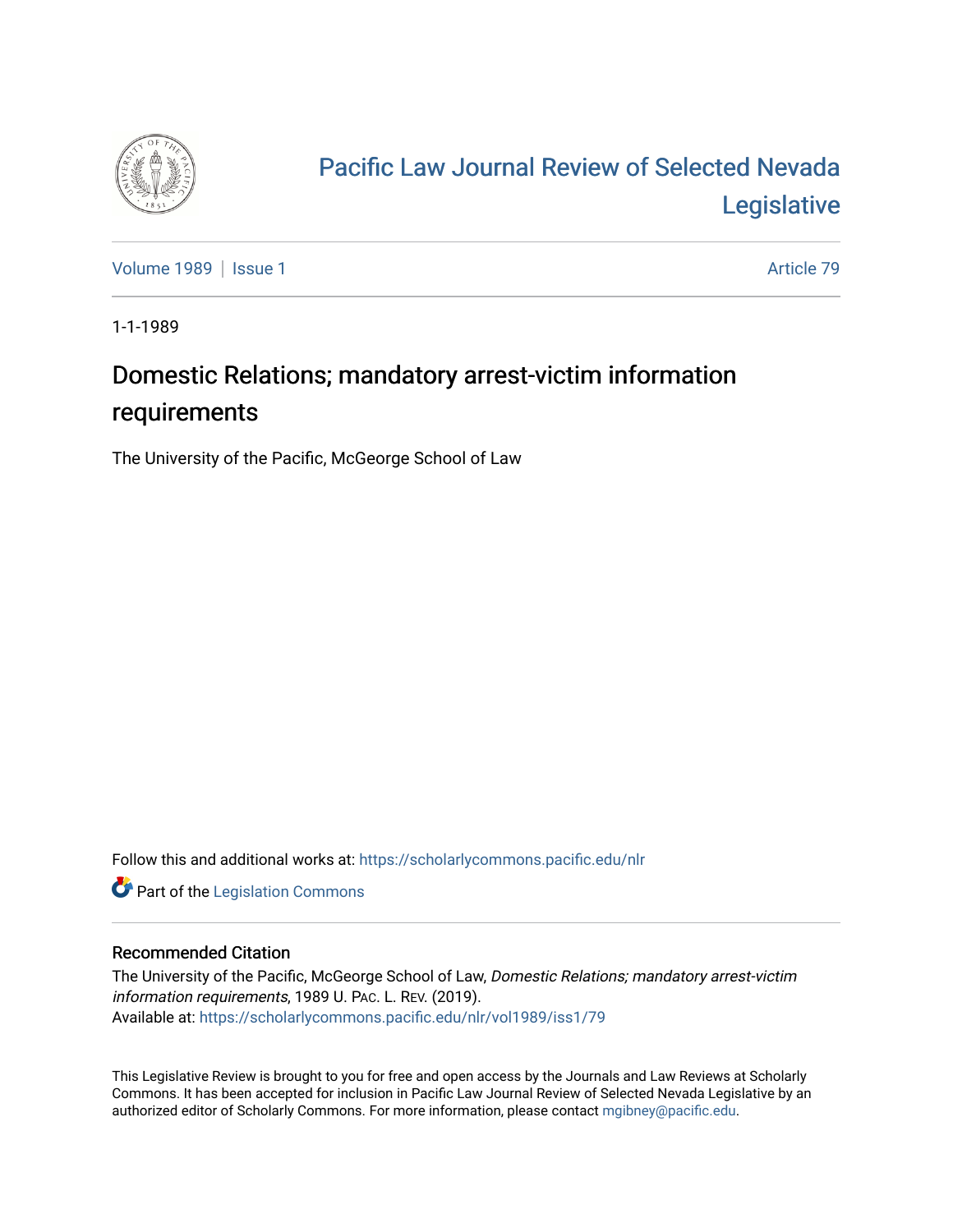# Pacific Law Journal Review of Selected Nevada Legislative

Volume 1989 | Issue 1 | Article 79

1-1-1989

## Domestic Relations; mandatory arrest-victim information requirements

The University of the Pacific, McGeorge School of Law

Follow this and additional works at: https://scholarlycommons.pacific.edu/nlr

Part of the Legislation Commons

### Recommended Citation

The University of the Pacific, McGeorge School of Law, *Domestic Relations; mandatory arrest-victim information requirements*, 1989 U. PAC. L. REV. (2019).
Available at: https://scholarlycommons.pacific.edu/nlr/vol1989/iss1/79

This Legislative Review is brought to you for free and open access by the Journals and Law Reviews at Scholarly Commons. It has been accepted for inclusion in Pacific Law Journal Review of Selected Nevada Legislative by an authorized editor of Scholarly Commons. For more information, please contact mgibney@pacific.edu.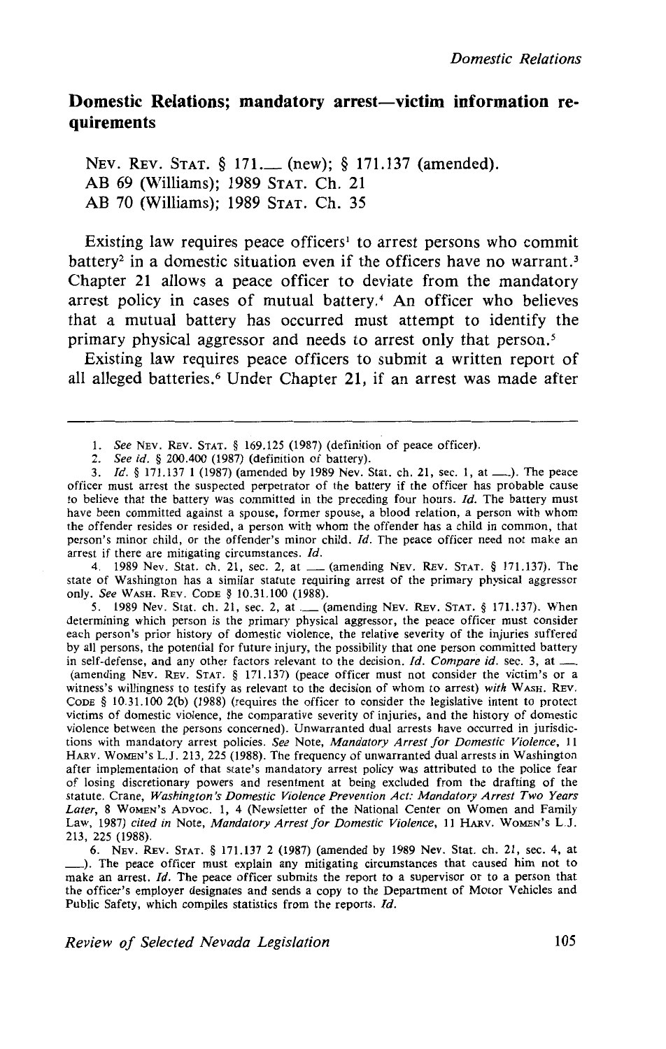## Domestic Relations; mandatory arrest—victim information requirements

NEV. REV. STAT. § 171.___ (new); § 171.137 (amended).
AB 69 (Williams); 1989 STAT. Ch. 21
AB 70 (Williams); 1989 STAT. Ch. 35

Existing law requires peace officers[1] to arrest persons who commit battery[2] in a domestic situation even if the officers have no warrant.[3] Chapter 21 allows a peace officer to deviate from the mandatory arrest policy in cases of mutual battery.[4] An officer who believes that a mutual battery has occurred must attempt to identify the primary physical aggressor and needs to arrest only that person.[5]

Existing law requires peace officers to submit a written report of all alleged batteries.[6] Under Chapter 21, if an arrest was made after

---

1. *See* NEV. REV. STAT. § 169.125 (1987) (definition of peace officer).

2. *See id.* § 200.400 (1987) (definition of battery).

3. *Id.* § 171.137 1 (1987) (amended by 1989 Nev. Stat. ch. 21, sec. 1, at ___). The peace officer must arrest the suspected perpetrator of the battery if the officer has probable cause to believe that the battery was committed in the preceding four hours. *Id.* The battery must have been committed against a spouse, former spouse, a blood relation, a person with whom the offender resides or resided, a person with whom the offender has a child in common, that person's minor child, or the offender's minor child. *Id.* The peace officer need not make an arrest if there are mitigating circumstances. *Id.*

4. 1989 Nev. Stat. ch. 21, sec. 2, at ___ (amending NEV. REV. STAT. § 171.137). The state of Washington has a similar statute requiring arrest of the primary physical aggressor only. *See* WASH. REV. CODE § 10.31.100 (1988).

5. 1989 Nev. Stat. ch. 21, sec. 2, at ___ (amending NEV. REV. STAT. § 171.137). When determining which person is the primary physical aggressor, the peace officer must consider each person's prior history of domestic violence, the relative severity of the injuries suffered by all persons, the potential for future injury, the possibility that one person committed battery in self-defense, and any other factors relevant to the decision. *Id. Compare id.* sec. 3, at ___ (amending NEV. REV. STAT. § 171.137) (peace officer must not consider the victim's or a witness's willingness to testify as relevant to the decision of whom to arrest) *with* WASH. REV. CODE § 10.31.100 2(b) (1988) (requires the officer to consider the legislative intent to protect victims of domestic violence, the comparative severity of injuries, and the history of domestic violence between the persons concerned). Unwarranted dual arrests have occurred in jurisdictions with mandatory arrest policies. *See* Note, *Mandatory Arrest for Domestic Violence*, 11 HARV. WOMEN'S L.J. 213, 225 (1988). The frequency of unwarranted dual arrests in Washington after implementation of that state's mandatory arrest policy was attributed to the police fear of losing discretionary powers and resentment at being excluded from the drafting of the statute. Crane, *Washington's Domestic Violence Prevention Act: Mandatory Arrest Two Years Later*, 8 WOMEN'S ADVOC. 1, 4 (Newsletter of the National Center on Women and Family Law, 1987) *cited in* Note, *Mandatory Arrest for Domestic Violence*, 11 HARV. WOMEN'S L.J. 213, 225 (1988).

6. NEV. REV. STAT. § 171.137 2 (1987) (amended by 1989 Nev. Stat. ch. 21, sec. 4, at ___). The peace officer must explain any mitigating circumstances that caused him not to make an arrest. *Id.* The peace officer submits the report to a supervisor or to a person that the officer's employer designates and sends a copy to the Department of Motor Vehicles and Public Safety, which compiles statistics from the reports. *Id.*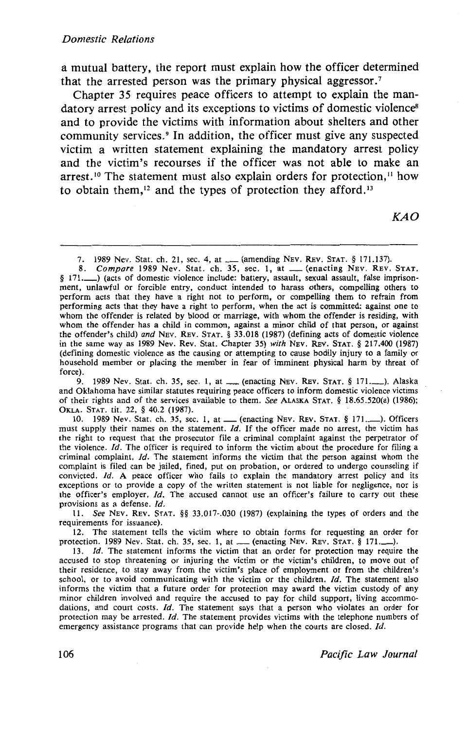a mutual battery, the report must explain how the officer determined that the arrested person was the primary physical aggressor.[7]

Chapter 35 requires peace officers to attempt to explain the mandatory arrest policy and its exceptions to victims of domestic violence[8] and to provide the victims with information about shelters and other community services.[9] In addition, the officer must give any suspected victim a written statement explaining the mandatory arrest policy and the victim's recourses if the officer was not able to make an arrest.[10] The statement must also explain orders for protection,[11] how to obtain them,[12] and the types of protection they afford.[13]

*KAO*

---

7. 1989 Nev. Stat. ch. 21, sec. 4, at ___ (amending NEV. REV. STAT. § 171.137).

8. *Compare* 1989 Nev. Stat. ch. 35, sec. 1, at ___ (enacting NEV. REV. STAT. § 171.___) (acts of domestic violence include: battery, assault, sexual assault, false imprisonment, unlawful or forcible entry, conduct intended to harass others, compelling others to perform acts that they have a right not to perform, or compelling them to refrain from performing acts that they have a right to perform, when the act is committed: against one to whom the offender is related by blood or marriage, with whom the offender is residing, with whom the offender has a child in common, against a minor child of that person, or against the offender's child) *and* NEV. REV. STAT. § 33.018 (1987) (defining acts of domestic violence in the same way as 1989 Nev. Stat. Chapter 35) *with* NEV. REV. STAT. § 217.400 (1987) (defining domestic violence as the causing or attempting to cause bodily injury to a family or household member or placing the member in fear of imminent physical harm by threat of force).

9. 1989 Nev. Stat. ch. 35, sec. 1, at ___ (enacting NEV. REV. STAT. § 171.___). Alaska and Oklahoma have similar statutes requiring peace officers to inform domestic violence victims of their rights and of the services available to them. *See* ALASKA STAT. § 18.65.520(a) (1986); OKLA. STAT. tit. 22, § 40.2 (1987).

10. 1989 Nev. Stat. ch. 35, sec. 1, at ___ (enacting NEV. REV. STAT. § 171.___). Officers must supply their names on the statement. *Id.* If the officer made no arrest, the victim has the right to request that the prosecutor file a criminal complaint against the perpetrator of the violence. *Id.* The officer is required to inform the victim about the procedure for filing a criminal complaint. *Id.* The statement informs the victim that the person against whom the complaint is filed can be jailed, fined, put on probation, or ordered to undergo counseling if convicted. *Id.* A peace officer who fails to explain the mandatory arrest policy and its exceptions or to provide a copy of the written statement is not liable for negligence, nor is the officer's employer. *Id.* The accused cannot use an officer's failure to carry out these provisions as a defense. *Id.*

11. *See* NEV. REV. STAT. §§ 33.017-.030 (1987) (explaining the types of orders and the requirements for issuance).

12. The statement tells the victim where to obtain forms for requesting an order for protection. 1989 Nev. Stat. ch. 35, sec. 1, at ___ (enacting NEV. REV. STAT. § 171.___).

13. *Id.* The statement informs the victim that an order for protection may require the accused to stop threatening or injuring the victim or the victim's children, to move out of their residence, to stay away from the victim's place of employment or from the children's school, or to avoid communicating with the victim or the children. *Id.* The statement also informs the victim that a future order for protection may award the victim custody of any minor children involved and require the accused to pay for child support, living accommodations, and court costs. *Id.* The statement says that a person who violates an order for protection may be arrested. *Id.* The statement provides victims with the telephone numbers of emergency assistance programs that can provide help when the courts are closed. *Id.*